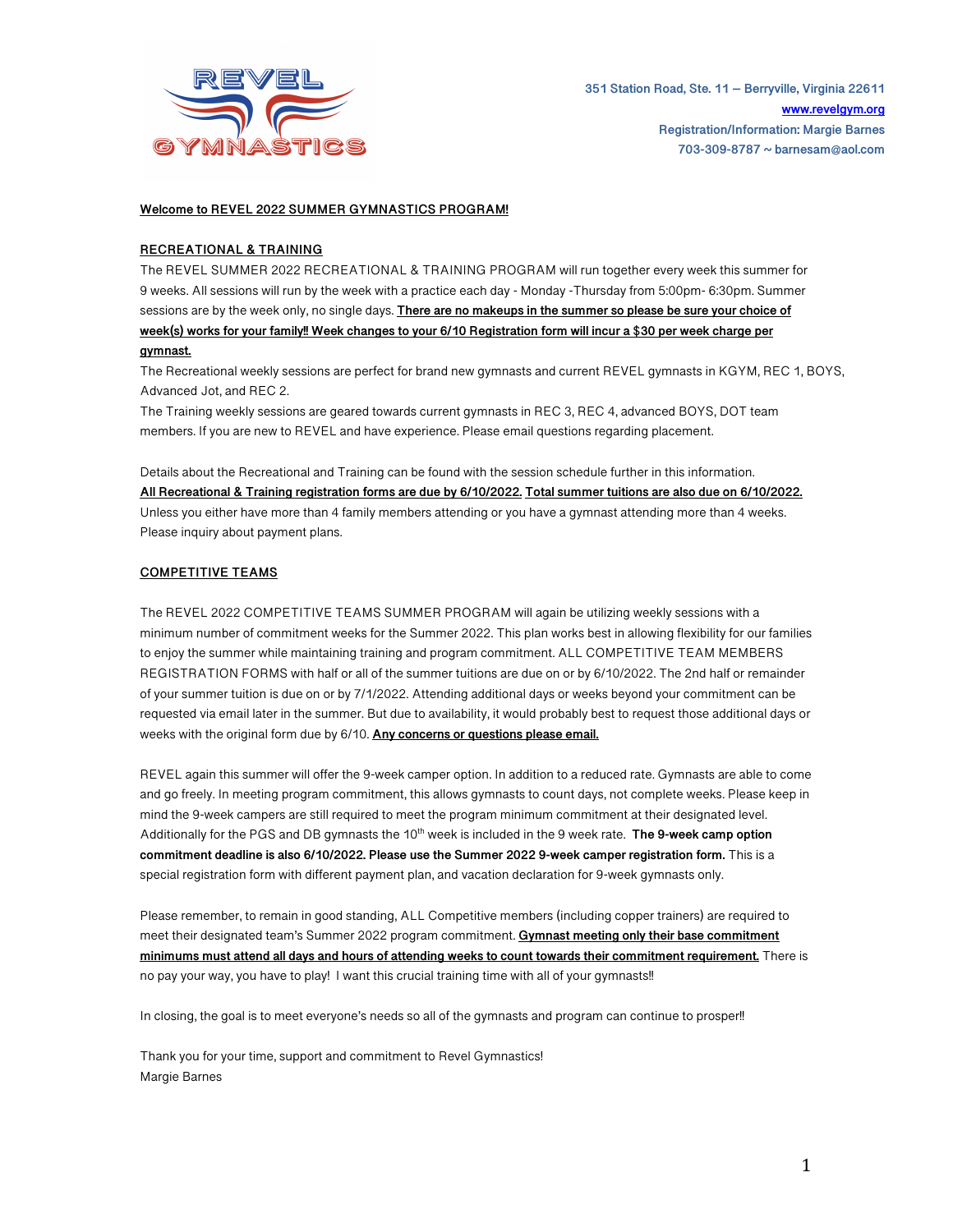351 Station Road, Ste. 11 – Berryville, Virginia 22611
www.revelgym.org
Registration/Information: Margie Barnes
703-309-8787 ~ barnesam@aol.com

**Welcome to REVEL 2022 SUMMER GYMNASTICS PROGRAM!**

## RECREATIONAL & TRAINING

The REVEL SUMMER 2022 RECREATIONAL & TRAINING PROGRAM will run together every week this summer for 9 weeks. All sessions will run by the week with a practice each day - Monday -Thursday from 5:00pm- 6:30pm. Summer sessions are by the week only, no single days. **There are no makeups in the summer so please be sure your choice of week(s) works for your family!! Week changes to your 6/10 Registration form will incur a $30 per week charge per gymnast.**

The Recreational weekly sessions are perfect for brand new gymnasts and current REVEL gymnasts in KGYM, REC 1, BOYS, Advanced Jot, and REC 2.

The Training weekly sessions are geared towards current gymnasts in REC 3, REC 4, advanced BOYS, DOT team members. If you are new to REVEL and have experience. Please email questions regarding placement.

Details about the Recreational and Training can be found with the session schedule further in this information.

**All Recreational & Training registration forms are due by 6/10/2022. Total summer tuitions are also due on 6/10/2022.** Unless you either have more than 4 family members attending or you have a gymnast attending more than 4 weeks. Please inquiry about payment plans.

## COMPETITIVE TEAMS

The REVEL 2022 COMPETITIVE TEAMS SUMMER PROGRAM will again be utilizing weekly sessions with a minimum number of commitment weeks for the Summer 2022. This plan works best in allowing flexibility for our families to enjoy the summer while maintaining training and program commitment. ALL COMPETITIVE TEAM MEMBERS REGISTRATION FORMS with half or all of the summer tuitions are due on or by 6/10/2022. The 2nd half or remainder of your summer tuition is due on or by 7/1/2022. Attending additional days or weeks beyond your commitment can be requested via email later in the summer. But due to availability, it would probably best to request those additional days or weeks with the original form due by 6/10. **Any concerns or questions please email.**

REVEL again this summer will offer the 9-week camper option. In addition to a reduced rate. Gymnasts are able to come and go freely. In meeting program commitment, this allows gymnasts to count days, not complete weeks. Please keep in mind the 9-week campers are still required to meet the program minimum commitment at their designated level. Additionally for the PGS and DB gymnasts the 10th week is included in the 9 week rate. **The 9-week camp option commitment deadline is also 6/10/2022. Please use the Summer 2022 9-week camper registration form.** This is a special registration form with different payment plan, and vacation declaration for 9-week gymnasts only.

Please remember, to remain in good standing, ALL Competitive members (including copper trainers) are required to meet their designated team's Summer 2022 program commitment. **Gymnast meeting only their base commitment minimums must attend all days and hours of attending weeks to count towards their commitment requirement.** There is no pay your way, you have to play! I want this crucial training time with all of your gymnasts!!

In closing, the goal is to meet everyone's needs so all of the gymnasts and program can continue to prosper!!

Thank you for your time, support and commitment to Revel Gymnastics!
Margie Barnes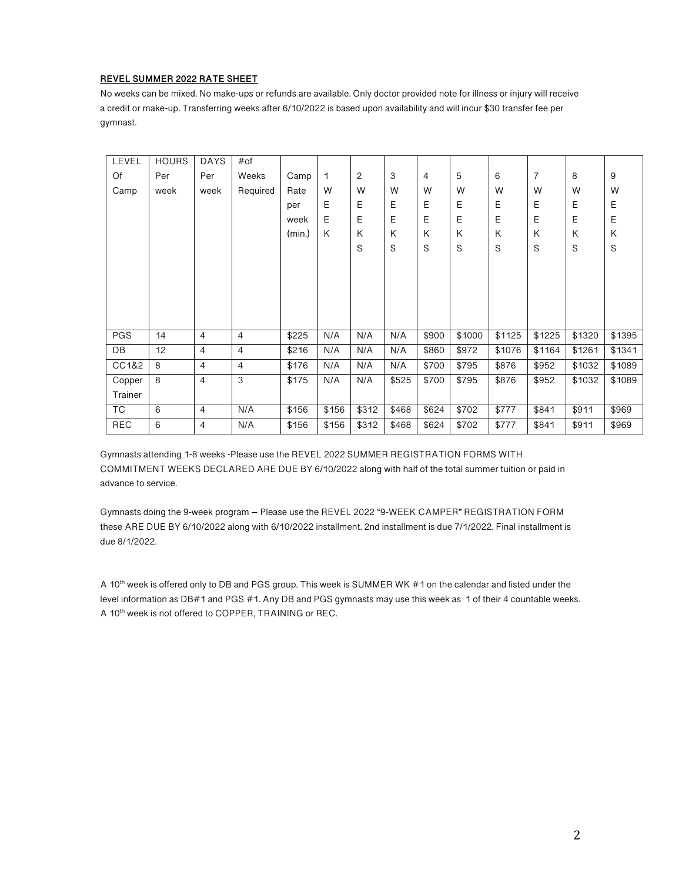**REVEL SUMMER 2022 RATE SHEET**

No weeks can be mixed. No make-ups or refunds are available. Only doctor provided note for illness or injury will receive a credit or make-up. Transferring weeks after 6/10/2022 is based upon availability and will incur $30 transfer fee per gymnast.

| LEVEL Of Camp | HOURS Per week | DAYS Per week | #of Weeks Required | Camp Rate per week (min.) | 1 WEEK | 2 WEEKS | 3 WEEKS | 4 WEEKS | 5 WEEKS | 6 WEEKS | 7 WEEKS | 8 WEEKS | 9 WEEKS |
|---|---|---|---|---|---|---|---|---|---|---|---|---|---|
| PGS | 14 | 4 | 4 | $225 | N/A | N/A | N/A | $900 | $1000 | $1125 | $1225 | $1320 | $1395 |
| DB | 12 | 4 | 4 | $216 | N/A | N/A | N/A | $860 | $972 | $1076 | $1164 | $1261 | $1341 |
| CC1&2 | 8 | 4 | 4 | $176 | N/A | N/A | N/A | $700 | $795 | $876 | $952 | $1032 | $1089 |
| Copper Trainer | 8 | 4 | 3 | $175 | N/A | N/A | $525 | $700 | $795 | $876 | $952 | $1032 | $1089 |
| TC | 6 | 4 | N/A | $156 | $156 | $312 | $468 | $624 | $702 | $777 | $841 | $911 | $969 |
| REC | 6 | 4 | N/A | $156 | $156 | $312 | $468 | $624 | $702 | $777 | $841 | $911 | $969 |

Gymnasts attending 1-8 weeks -Please use the REVEL 2022 SUMMER REGISTRATION FORMS WITH COMMITMENT WEEKS DECLARED ARE DUE BY 6/10/2022 along with half of the total summer tuition or paid in advance to service.

Gymnasts doing the 9-week program – Please use the REVEL 2022 "9-WEEK CAMPER" REGISTRATION FORM these ARE DUE BY 6/10/2022 along with 6/10/2022 installment. 2nd installment is due 7/1/2022. Final installment is due 8/1/2022.

A 10th week is offered only to DB and PGS group. This week is SUMMER WK #1 on the calendar and listed under the level information as DB#1 and PGS #1. Any DB and PGS gymnasts may use this week as 1 of their 4 countable weeks. A 10th week is not offered to COPPER, TRAINING or REC.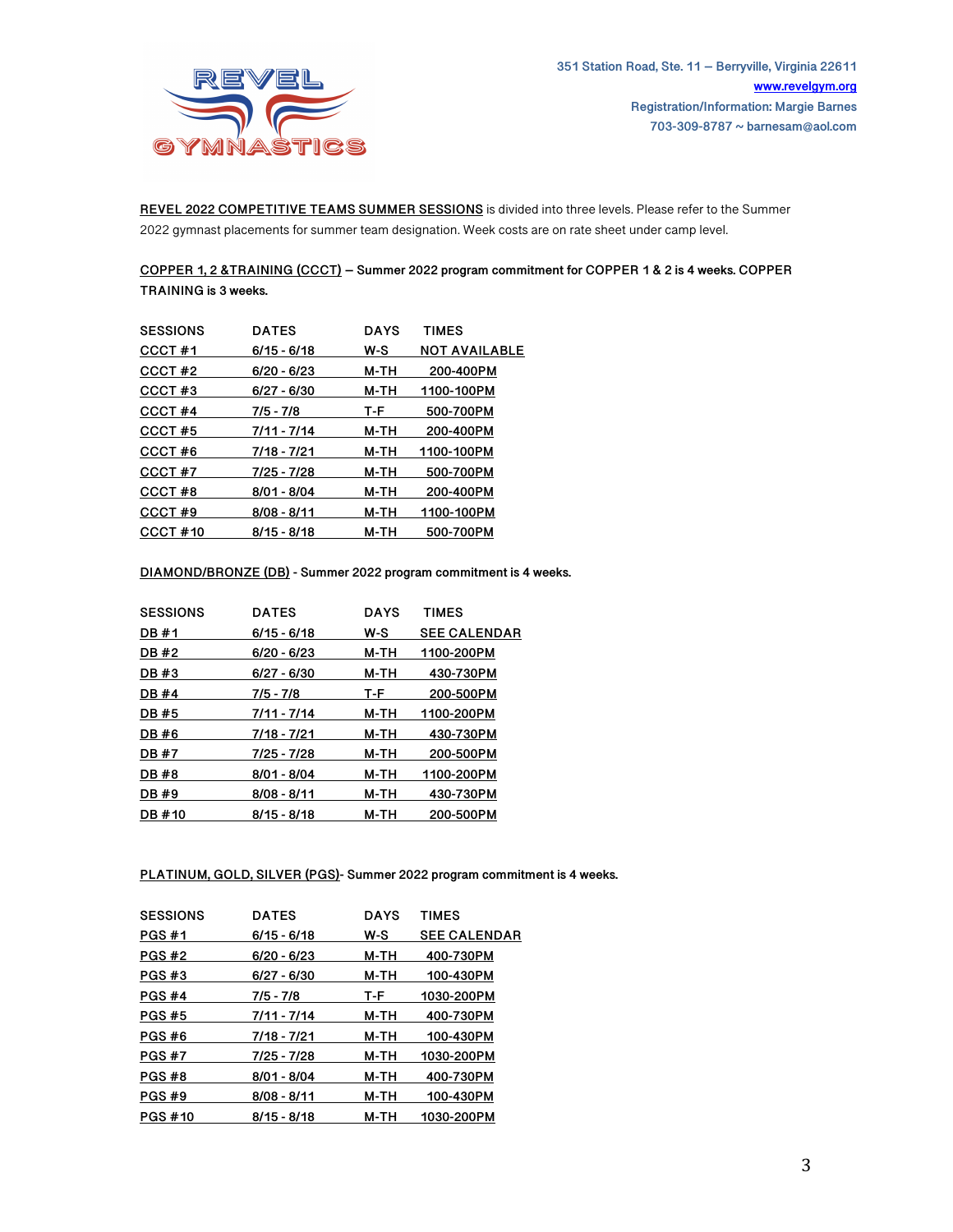REVEL GYMNASTICS

351 Station Road, Ste. 11 – Berryville, Virginia 22611
www.revelgym.org
Registration/Information: Margie Barnes
703-309-8787 ~ barnesam@aol.com

REVEL 2022 COMPETITIVE TEAMS SUMMER SESSIONS is divided into three levels. Please refer to the Summer 2022 gymnast placements for summer team designation. Week costs are on rate sheet under camp level.

**COPPER 1, 2 &TRAINING (CCCT) – Summer 2022 program commitment for COPPER 1 & 2 is 4 weeks. COPPER TRAINING is 3 weeks.**

| SESSIONS | DATES | DAYS | TIMES |
|---|---|---|---|
| CCCT #1 | 6/15 - 6/18 | W-S | NOT AVAILABLE |
| CCCT #2 | 6/20 - 6/23 | M-TH | 200-400PM |
| CCCT #3 | 6/27 - 6/30 | M-TH | 1100-100PM |
| CCCT #4 | 7/5 - 7/8 | T-F | 500-700PM |
| CCCT #5 | 7/11 - 7/14 | M-TH | 200-400PM |
| CCCT #6 | 7/18 - 7/21 | M-TH | 1100-100PM |
| CCCT #7 | 7/25 - 7/28 | M-TH | 500-700PM |
| CCCT #8 | 8/01 - 8/04 | M-TH | 200-400PM |
| CCCT #9 | 8/08 - 8/11 | M-TH | 1100-100PM |
| CCCT #10 | 8/15 - 8/18 | M-TH | 500-700PM |

**DIAMOND/BRONZE (DB) - Summer 2022 program commitment is 4 weeks.**

| SESSIONS | DATES | DAYS | TIMES |
|---|---|---|---|
| DB #1 | 6/15 - 6/18 | W-S | SEE CALENDAR |
| DB #2 | 6/20 - 6/23 | M-TH | 1100-200PM |
| DB #3 | 6/27 - 6/30 | M-TH | 430-730PM |
| DB #4 | 7/5 - 7/8 | T-F | 200-500PM |
| DB #5 | 7/11 - 7/14 | M-TH | 1100-200PM |
| DB #6 | 7/18 - 7/21 | M-TH | 430-730PM |
| DB #7 | 7/25 - 7/28 | M-TH | 200-500PM |
| DB #8 | 8/01 - 8/04 | M-TH | 1100-200PM |
| DB #9 | 8/08 - 8/11 | M-TH | 430-730PM |
| DB #10 | 8/15 - 8/18 | M-TH | 200-500PM |

**PLATINUM, GOLD, SILVER (PGS)- Summer 2022 program commitment is 4 weeks.**

| SESSIONS | DATES | DAYS | TIMES |
|---|---|---|---|
| PGS #1 | 6/15 - 6/18 | W-S | SEE CALENDAR |
| PGS #2 | 6/20 - 6/23 | M-TH | 400-730PM |
| PGS #3 | 6/27 - 6/30 | M-TH | 100-430PM |
| PGS #4 | 7/5 - 7/8 | T-F | 1030-200PM |
| PGS #5 | 7/11 - 7/14 | M-TH | 400-730PM |
| PGS #6 | 7/18 - 7/21 | M-TH | 100-430PM |
| PGS #7 | 7/25 - 7/28 | M-TH | 1030-200PM |
| PGS #8 | 8/01 - 8/04 | M-TH | 400-730PM |
| PGS #9 | 8/08 - 8/11 | M-TH | 100-430PM |
| PGS #10 | 8/15 - 8/18 | M-TH | 1030-200PM |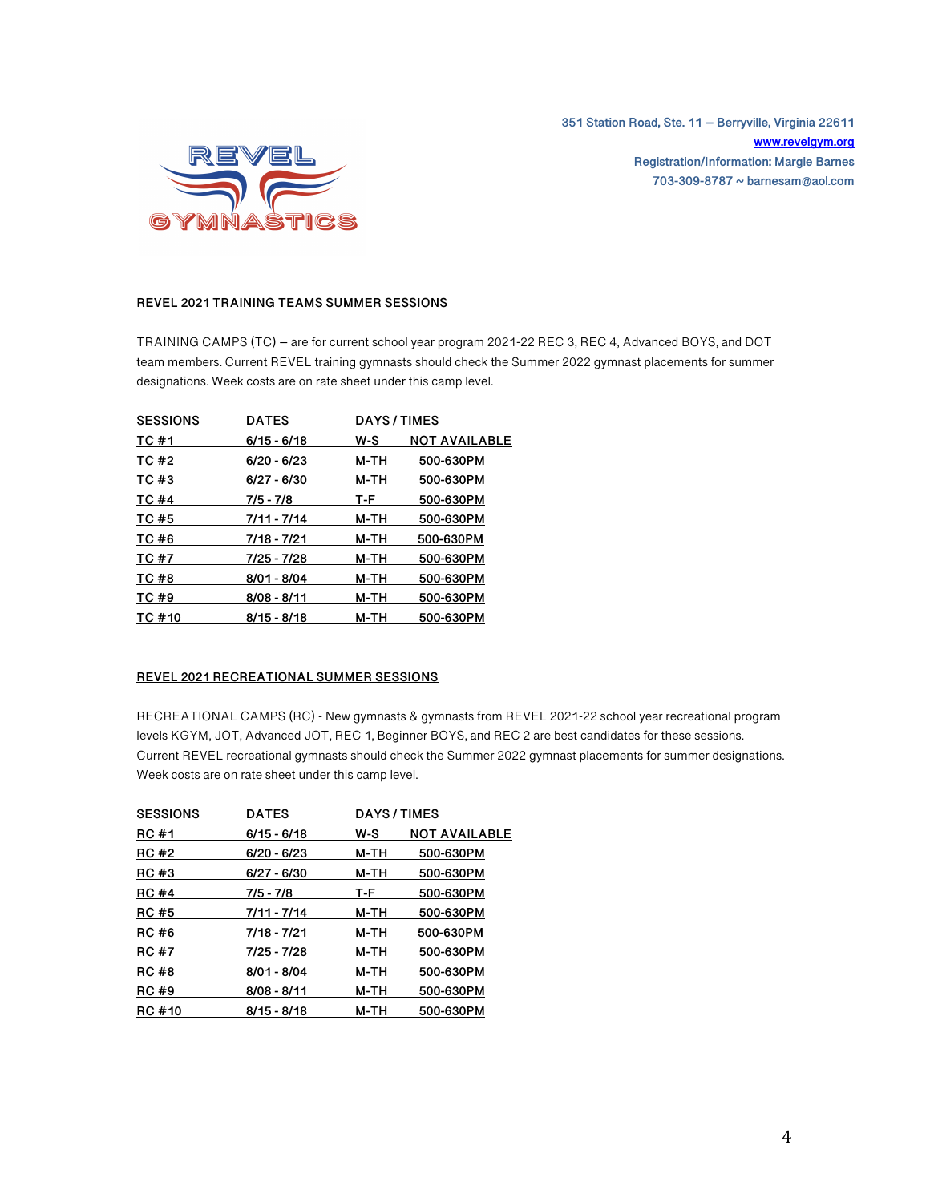351 Station Road, Ste. 11 – Berryville, Virginia 22611
www.revelgym.org
Registration/Information: Margie Barnes
703-309-8787 ~ barnesam@aol.com

## REVEL 2021 TRAINING TEAMS SUMMER SESSIONS

TRAINING CAMPS (TC) – are for current school year program 2021-22 REC 3, REC 4, Advanced BOYS, and DOT team members. Current REVEL training gymnasts should check the Summer 2022 gymnast placements for summer designations. Week costs are on rate sheet under this camp level.

| SESSIONS | DATES | DAYS / TIMES | |
|---|---|---|---|
| TC #1 | 6/15 - 6/18 | W-S | NOT AVAILABLE |
| TC #2 | 6/20 - 6/23 | M-TH | 500-630PM |
| TC #3 | 6/27 - 6/30 | M-TH | 500-630PM |
| TC #4 | 7/5 - 7/8 | T-F | 500-630PM |
| TC #5 | 7/11 - 7/14 | M-TH | 500-630PM |
| TC #6 | 7/18 - 7/21 | M-TH | 500-630PM |
| TC #7 | 7/25 - 7/28 | M-TH | 500-630PM |
| TC #8 | 8/01 - 8/04 | M-TH | 500-630PM |
| TC #9 | 8/08 - 8/11 | M-TH | 500-630PM |
| TC #10 | 8/15 - 8/18 | M-TH | 500-630PM |

## REVEL 2021 RECREATIONAL SUMMER SESSIONS

RECREATIONAL CAMPS (RC) - New gymnasts & gymnasts from REVEL 2021-22 school year recreational program levels KGYM, JOT, Advanced JOT, REC 1, Beginner BOYS, and REC 2 are best candidates for these sessions. Current REVEL recreational gymnasts should check the Summer 2022 gymnast placements for summer designations. Week costs are on rate sheet under this camp level.

| SESSIONS | DATES | DAYS / TIMES | |
|---|---|---|---|
| RC #1 | 6/15 - 6/18 | W-S | NOT AVAILABLE |
| RC #2 | 6/20 - 6/23 | M-TH | 500-630PM |
| RC #3 | 6/27 - 6/30 | M-TH | 500-630PM |
| RC #4 | 7/5 - 7/8 | T-F | 500-630PM |
| RC #5 | 7/11 - 7/14 | M-TH | 500-630PM |
| RC #6 | 7/18 - 7/21 | M-TH | 500-630PM |
| RC #7 | 7/25 - 7/28 | M-TH | 500-630PM |
| RC #8 | 8/01 - 8/04 | M-TH | 500-630PM |
| RC #9 | 8/08 - 8/11 | M-TH | 500-630PM |
| RC #10 | 8/15 - 8/18 | M-TH | 500-630PM |